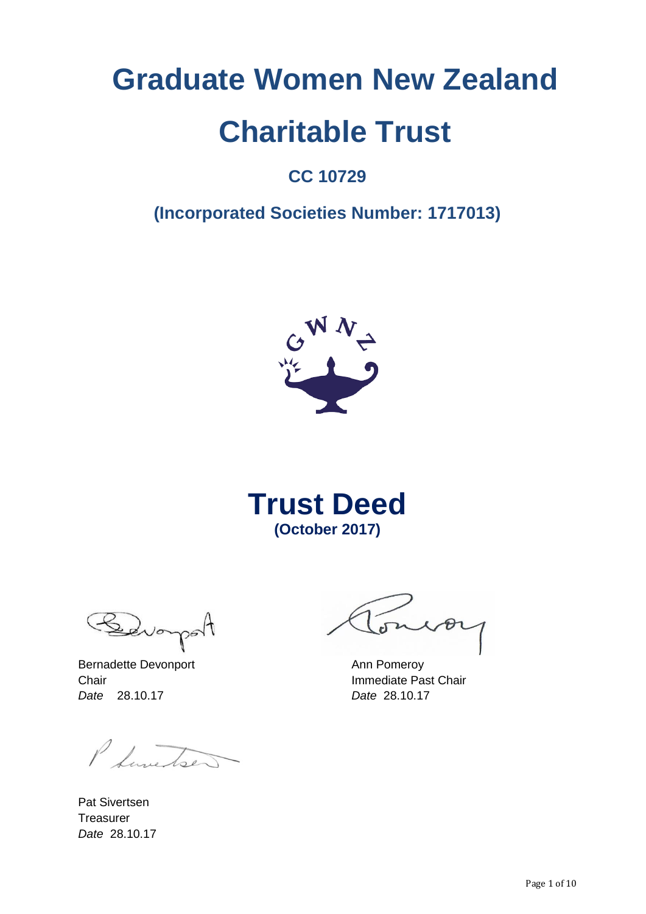# Graduate Women New Zealand

# Charitable Trust

## CC 10729

## (Incorporated Societies Number: 1717013)

# Trust Deed

**(October 2017)**

Bernadette Devonport
Chair
*Date* 28.10.17

Ann Pomeroy
Immediate Past Chair
*Date* 28.10.17

Pat Sivertsen
Treasurer
*Date* 28.10.17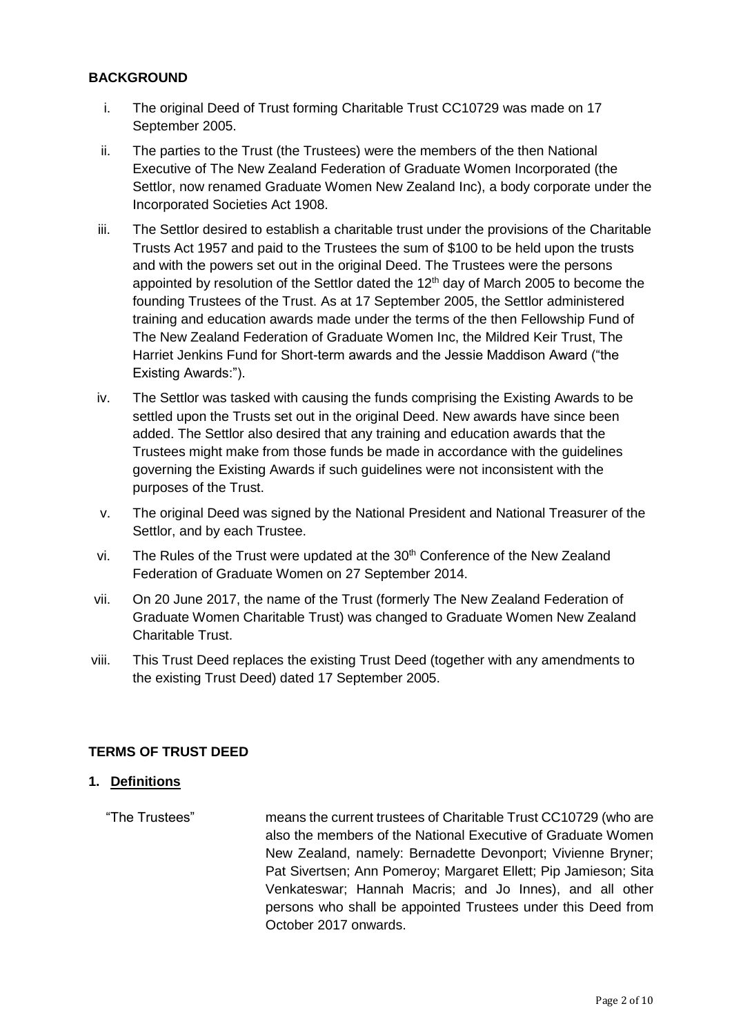## BACKGROUND

i. The original Deed of Trust forming Charitable Trust CC10729 was made on 17 September 2005.

ii. The parties to the Trust (the Trustees) were the members of the then National Executive of The New Zealand Federation of Graduate Women Incorporated (the Settlor, now renamed Graduate Women New Zealand Inc), a body corporate under the Incorporated Societies Act 1908.

iii. The Settlor desired to establish a charitable trust under the provisions of the Charitable Trusts Act 1957 and paid to the Trustees the sum of $100 to be held upon the trusts and with the powers set out in the original Deed. The Trustees were the persons appointed by resolution of the Settlor dated the 12th day of March 2005 to become the founding Trustees of the Trust. As at 17 September 2005, the Settlor administered training and education awards made under the terms of the then Fellowship Fund of The New Zealand Federation of Graduate Women Inc, the Mildred Keir Trust, The Harriet Jenkins Fund for Short-term awards and the Jessie Maddison Award ("the Existing Awards:").

iv. The Settlor was tasked with causing the funds comprising the Existing Awards to be settled upon the Trusts set out in the original Deed. New awards have since been added. The Settlor also desired that any training and education awards that the Trustees might make from those funds be made in accordance with the guidelines governing the Existing Awards if such guidelines were not inconsistent with the purposes of the Trust.

v. The original Deed was signed by the National President and National Treasurer of the Settlor, and by each Trustee.

vi. The Rules of the Trust were updated at the 30th Conference of the New Zealand Federation of Graduate Women on 27 September 2014.

vii. On 20 June 2017, the name of the Trust (formerly The New Zealand Federation of Graduate Women Charitable Trust) was changed to Graduate Women New Zealand Charitable Trust.

viii. This Trust Deed replaces the existing Trust Deed (together with any amendments to the existing Trust Deed) dated 17 September 2005.

## TERMS OF TRUST DEED

### 1. Definitions

"The Trustees" means the current trustees of Charitable Trust CC10729 (who are also the members of the National Executive of Graduate Women New Zealand, namely: Bernadette Devonport; Vivienne Bryner; Pat Sivertsen; Ann Pomeroy; Margaret Ellett; Pip Jamieson; Sita Venkateswar; Hannah Macris; and Jo Innes), and all other persons who shall be appointed Trustees under this Deed from October 2017 onwards.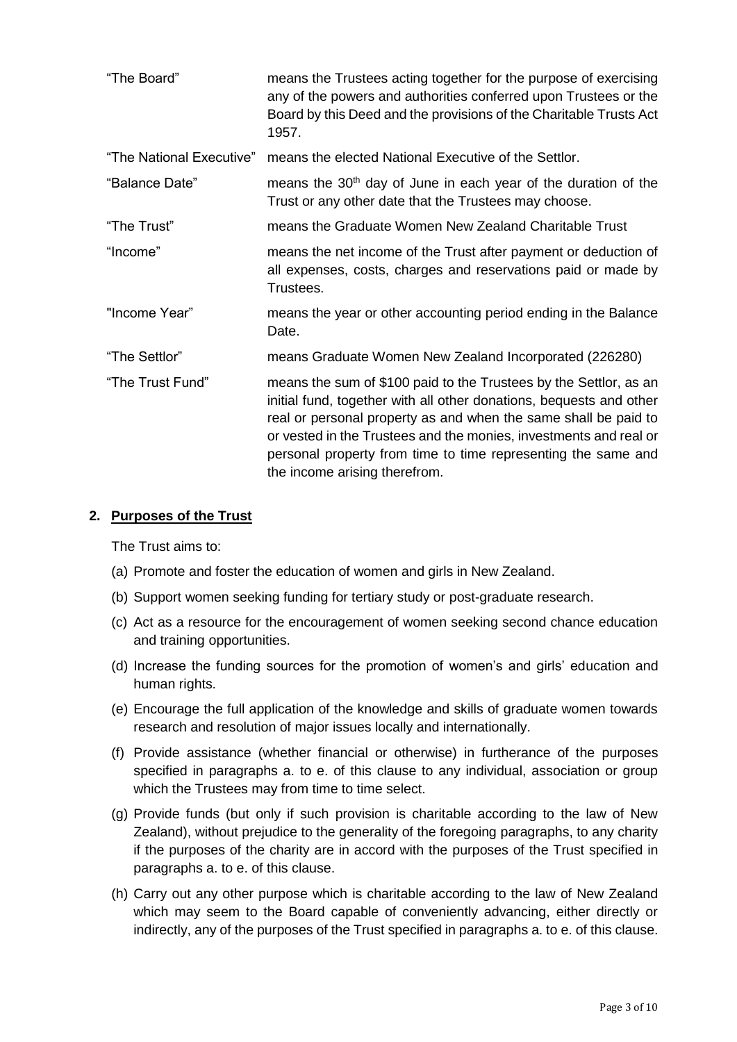| | |
|---|---|
| "The Board" | means the Trustees acting together for the purpose of exercising any of the powers and authorities conferred upon Trustees or the Board by this Deed and the provisions of the Charitable Trusts Act 1957. |
| "The National Executive" | means the elected National Executive of the Settlor. |
| "Balance Date" | means the 30th day of June in each year of the duration of the Trust or any other date that the Trustees may choose. |
| "The Trust" | means the Graduate Women New Zealand Charitable Trust |
| "Income" | means the net income of the Trust after payment or deduction of all expenses, costs, charges and reservations paid or made by Trustees. |
| "Income Year" | means the year or other accounting period ending in the Balance Date. |
| "The Settlor" | means Graduate Women New Zealand Incorporated (226280) |
| "The Trust Fund" | means the sum of $100 paid to the Trustees by the Settlor, as an initial fund, together with all other donations, bequests and other real or personal property as and when the same shall be paid to or vested in the Trustees and the monies, investments and real or personal property from time to time representing the same and the income arising therefrom. |

## 2. Purposes of the Trust

The Trust aims to:

(a) Promote and foster the education of women and girls in New Zealand.

(b) Support women seeking funding for tertiary study or post-graduate research.

(c) Act as a resource for the encouragement of women seeking second chance education and training opportunities.

(d) Increase the funding sources for the promotion of women's and girls' education and human rights.

(e) Encourage the full application of the knowledge and skills of graduate women towards research and resolution of major issues locally and internationally.

(f) Provide assistance (whether financial or otherwise) in furtherance of the purposes specified in paragraphs a. to e. of this clause to any individual, association or group which the Trustees may from time to time select.

(g) Provide funds (but only if such provision is charitable according to the law of New Zealand), without prejudice to the generality of the foregoing paragraphs, to any charity if the purposes of the charity are in accord with the purposes of the Trust specified in paragraphs a. to e. of this clause.

(h) Carry out any other purpose which is charitable according to the law of New Zealand which may seem to the Board capable of conveniently advancing, either directly or indirectly, any of the purposes of the Trust specified in paragraphs a. to e. of this clause.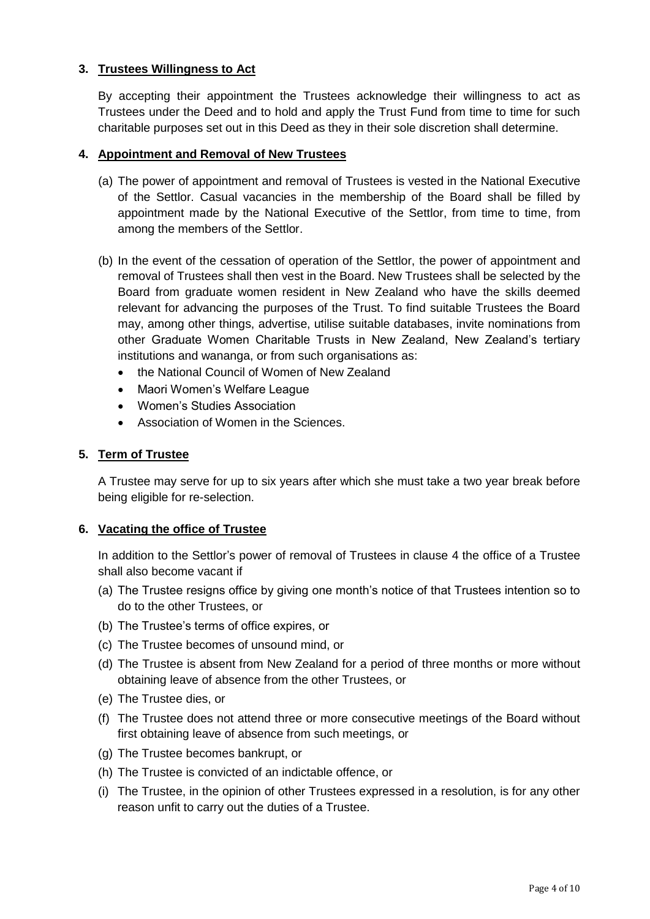## 3. Trustees Willingness to Act

By accepting their appointment the Trustees acknowledge their willingness to act as Trustees under the Deed and to hold and apply the Trust Fund from time to time for such charitable purposes set out in this Deed as they in their sole discretion shall determine.

## 4. Appointment and Removal of New Trustees

(a) The power of appointment and removal of Trustees is vested in the National Executive of the Settlor. Casual vacancies in the membership of the Board shall be filled by appointment made by the National Executive of the Settlor, from time to time, from among the members of the Settlor.

(b) In the event of the cessation of operation of the Settlor, the power of appointment and removal of Trustees shall then vest in the Board. New Trustees shall be selected by the Board from graduate women resident in New Zealand who have the skills deemed relevant for advancing the purposes of the Trust. To find suitable Trustees the Board may, among other things, advertise, utilise suitable databases, invite nominations from other Graduate Women Charitable Trusts in New Zealand, New Zealand's tertiary institutions and wananga, or from such organisations as:

- the National Council of Women of New Zealand
- Maori Women's Welfare League
- Women's Studies Association
- Association of Women in the Sciences.

## 5. Term of Trustee

A Trustee may serve for up to six years after which she must take a two year break before being eligible for re-selection.

## 6. Vacating the office of Trustee

In addition to the Settlor's power of removal of Trustees in clause 4 the office of a Trustee shall also become vacant if

(a) The Trustee resigns office by giving one month's notice of that Trustees intention so to do to the other Trustees, or

(b) The Trustee's terms of office expires, or

(c) The Trustee becomes of unsound mind, or

(d) The Trustee is absent from New Zealand for a period of three months or more without obtaining leave of absence from the other Trustees, or

(e) The Trustee dies, or

(f) The Trustee does not attend three or more consecutive meetings of the Board without first obtaining leave of absence from such meetings, or

(g) The Trustee becomes bankrupt, or

(h) The Trustee is convicted of an indictable offence, or

(i) The Trustee, in the opinion of other Trustees expressed in a resolution, is for any other reason unfit to carry out the duties of a Trustee.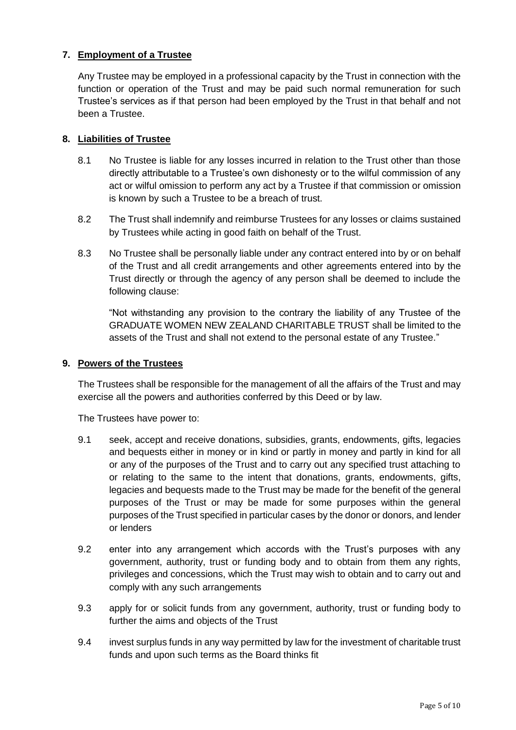## 7. Employment of a Trustee

Any Trustee may be employed in a professional capacity by the Trust in connection with the function or operation of the Trust and may be paid such normal remuneration for such Trustee's services as if that person had been employed by the Trust in that behalf and not been a Trustee.

## 8. Liabilities of Trustee

8.1 No Trustee is liable for any losses incurred in relation to the Trust other than those directly attributable to a Trustee's own dishonesty or to the wilful commission of any act or wilful omission to perform any act by a Trustee if that commission or omission is known by such a Trustee to be a breach of trust.

8.2 The Trust shall indemnify and reimburse Trustees for any losses or claims sustained by Trustees while acting in good faith on behalf of the Trust.

8.3 No Trustee shall be personally liable under any contract entered into by or on behalf of the Trust and all credit arrangements and other agreements entered into by the Trust directly or through the agency of any person shall be deemed to include the following clause:

"Not withstanding any provision to the contrary the liability of any Trustee of the GRADUATE WOMEN NEW ZEALAND CHARITABLE TRUST shall be limited to the assets of the Trust and shall not extend to the personal estate of any Trustee."

## 9. Powers of the Trustees

The Trustees shall be responsible for the management of all the affairs of the Trust and may exercise all the powers and authorities conferred by this Deed or by law.

The Trustees have power to:

9.1 seek, accept and receive donations, subsidies, grants, endowments, gifts, legacies and bequests either in money or in kind or partly in money and partly in kind for all or any of the purposes of the Trust and to carry out any specified trust attaching to or relating to the same to the intent that donations, grants, endowments, gifts, legacies and bequests made to the Trust may be made for the benefit of the general purposes of the Trust or may be made for some purposes within the general purposes of the Trust specified in particular cases by the donor or donors, and lender or lenders

9.2 enter into any arrangement which accords with the Trust's purposes with any government, authority, trust or funding body and to obtain from them any rights, privileges and concessions, which the Trust may wish to obtain and to carry out and comply with any such arrangements

9.3 apply for or solicit funds from any government, authority, trust or funding body to further the aims and objects of the Trust

9.4 invest surplus funds in any way permitted by law for the investment of charitable trust funds and upon such terms as the Board thinks fit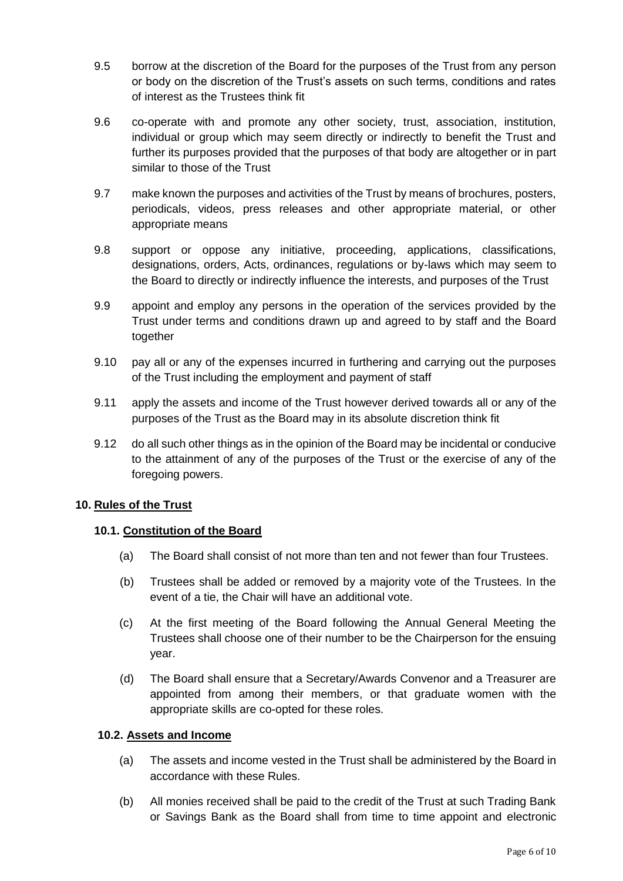9.5 borrow at the discretion of the Board for the purposes of the Trust from any person or body on the discretion of the Trust's assets on such terms, conditions and rates of interest as the Trustees think fit

9.6 co-operate with and promote any other society, trust, association, institution, individual or group which may seem directly or indirectly to benefit the Trust and further its purposes provided that the purposes of that body are altogether or in part similar to those of the Trust

9.7 make known the purposes and activities of the Trust by means of brochures, posters, periodicals, videos, press releases and other appropriate material, or other appropriate means

9.8 support or oppose any initiative, proceeding, applications, classifications, designations, orders, Acts, ordinances, regulations or by-laws which may seem to the Board to directly or indirectly influence the interests, and purposes of the Trust

9.9 appoint and employ any persons in the operation of the services provided by the Trust under terms and conditions drawn up and agreed to by staff and the Board together

9.10 pay all or any of the expenses incurred in furthering and carrying out the purposes of the Trust including the employment and payment of staff

9.11 apply the assets and income of the Trust however derived towards all or any of the purposes of the Trust as the Board may in its absolute discretion think fit

9.12 do all such other things as in the opinion of the Board may be incidental or conducive to the attainment of any of the purposes of the Trust or the exercise of any of the foregoing powers.

## 10. Rules of the Trust

### 10.1. Constitution of the Board

(a) The Board shall consist of not more than ten and not fewer than four Trustees.

(b) Trustees shall be added or removed by a majority vote of the Trustees. In the event of a tie, the Chair will have an additional vote.

(c) At the first meeting of the Board following the Annual General Meeting the Trustees shall choose one of their number to be the Chairperson for the ensuing year.

(d) The Board shall ensure that a Secretary/Awards Convenor and a Treasurer are appointed from among their members, or that graduate women with the appropriate skills are co-opted for these roles.

### 10.2. Assets and Income

(a) The assets and income vested in the Trust shall be administered by the Board in accordance with these Rules.

(b) All monies received shall be paid to the credit of the Trust at such Trading Bank or Savings Bank as the Board shall from time to time appoint and electronic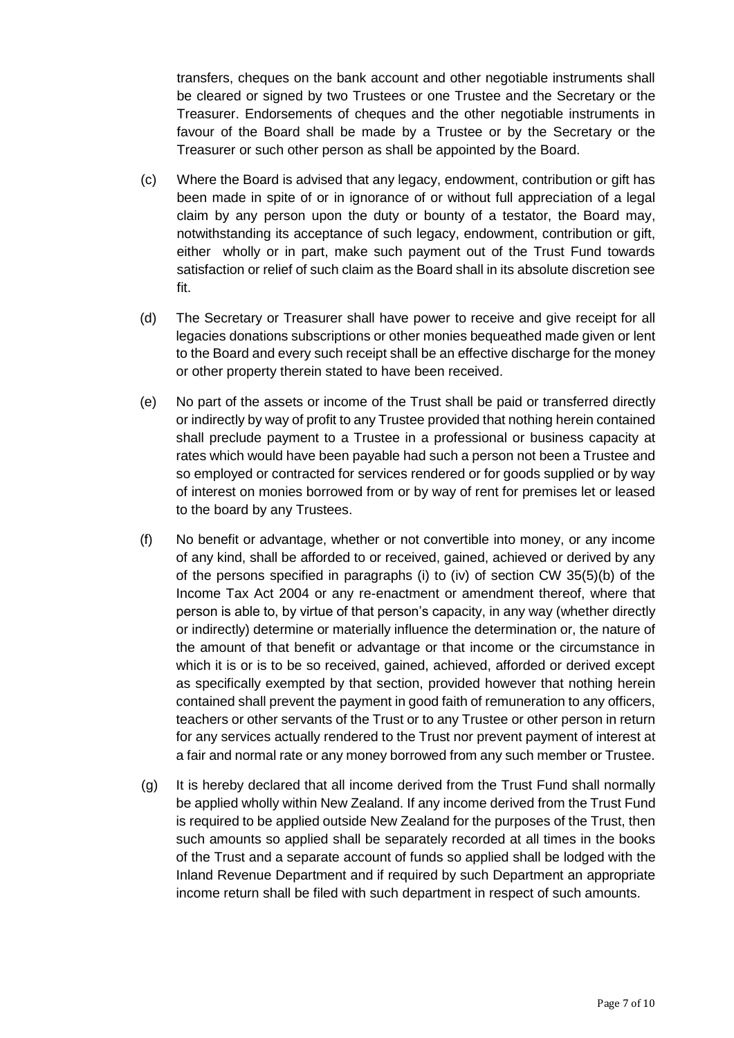transfers, cheques on the bank account and other negotiable instruments shall be cleared or signed by two Trustees or one Trustee and the Secretary or the Treasurer. Endorsements of cheques and the other negotiable instruments in favour of the Board shall be made by a Trustee or by the Secretary or the Treasurer or such other person as shall be appointed by the Board.

(c) Where the Board is advised that any legacy, endowment, contribution or gift has been made in spite of or in ignorance of or without full appreciation of a legal claim by any person upon the duty or bounty of a testator, the Board may, notwithstanding its acceptance of such legacy, endowment, contribution or gift, either wholly or in part, make such payment out of the Trust Fund towards satisfaction or relief of such claim as the Board shall in its absolute discretion see fit.

(d) The Secretary or Treasurer shall have power to receive and give receipt for all legacies donations subscriptions or other monies bequeathed made given or lent to the Board and every such receipt shall be an effective discharge for the money or other property therein stated to have been received.

(e) No part of the assets or income of the Trust shall be paid or transferred directly or indirectly by way of profit to any Trustee provided that nothing herein contained shall preclude payment to a Trustee in a professional or business capacity at rates which would have been payable had such a person not been a Trustee and so employed or contracted for services rendered or for goods supplied or by way of interest on monies borrowed from or by way of rent for premises let or leased to the board by any Trustees.

(f) No benefit or advantage, whether or not convertible into money, or any income of any kind, shall be afforded to or received, gained, achieved or derived by any of the persons specified in paragraphs (i) to (iv) of section CW 35(5)(b) of the Income Tax Act 2004 or any re-enactment or amendment thereof, where that person is able to, by virtue of that person's capacity, in any way (whether directly or indirectly) determine or materially influence the determination or, the nature of the amount of that benefit or advantage or that income or the circumstance in which it is or is to be so received, gained, achieved, afforded or derived except as specifically exempted by that section, provided however that nothing herein contained shall prevent the payment in good faith of remuneration to any officers, teachers or other servants of the Trust or to any Trustee or other person in return for any services actually rendered to the Trust nor prevent payment of interest at a fair and normal rate or any money borrowed from any such member or Trustee.

(g) It is hereby declared that all income derived from the Trust Fund shall normally be applied wholly within New Zealand. If any income derived from the Trust Fund is required to be applied outside New Zealand for the purposes of the Trust, then such amounts so applied shall be separately recorded at all times in the books of the Trust and a separate account of funds so applied shall be lodged with the Inland Revenue Department and if required by such Department an appropriate income return shall be filed with such department in respect of such amounts.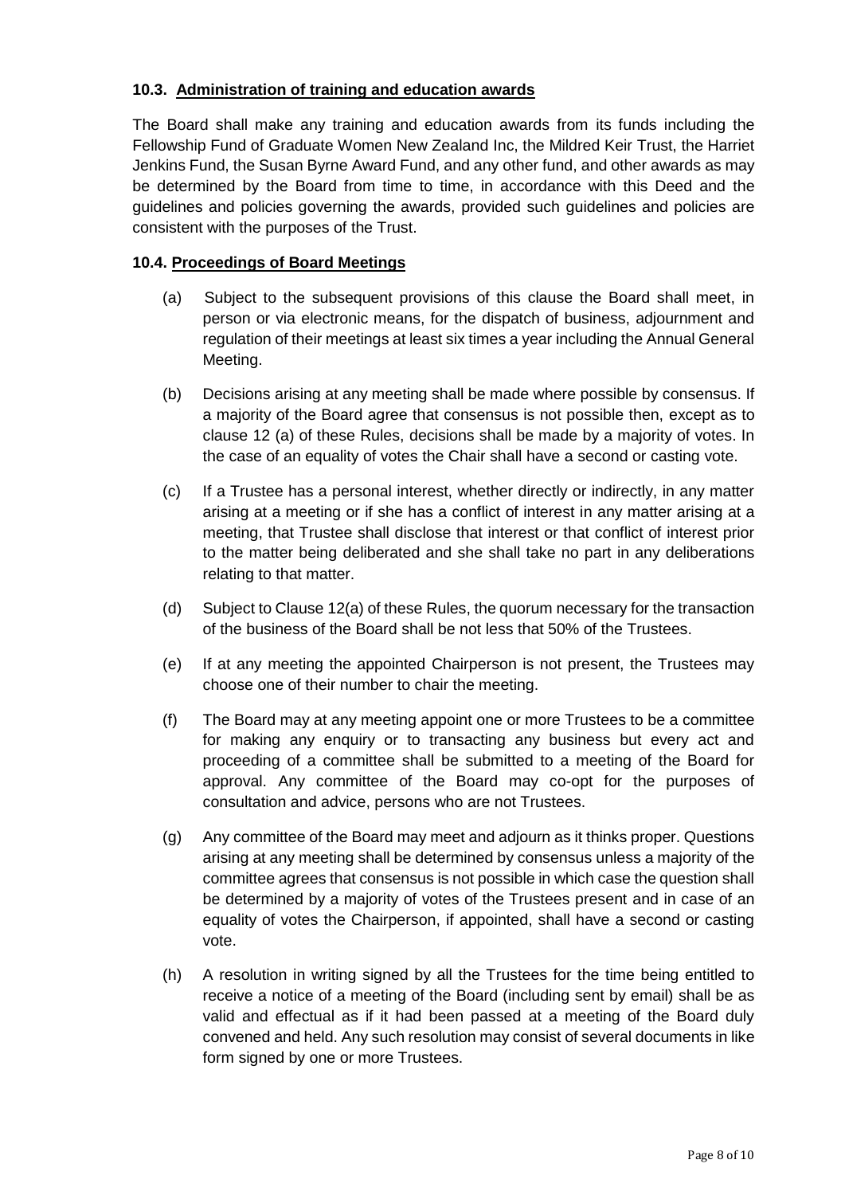#### 10.3. Administration of training and education awards

The Board shall make any training and education awards from its funds including the Fellowship Fund of Graduate Women New Zealand Inc, the Mildred Keir Trust, the Harriet Jenkins Fund, the Susan Byrne Award Fund, and any other fund, and other awards as may be determined by the Board from time to time, in accordance with this Deed and the guidelines and policies governing the awards, provided such guidelines and policies are consistent with the purposes of the Trust.

#### 10.4. Proceedings of Board Meetings

(a) Subject to the subsequent provisions of this clause the Board shall meet, in person or via electronic means, for the dispatch of business, adjournment and regulation of their meetings at least six times a year including the Annual General Meeting.

(b) Decisions arising at any meeting shall be made where possible by consensus. If a majority of the Board agree that consensus is not possible then, except as to clause 12 (a) of these Rules, decisions shall be made by a majority of votes. In the case of an equality of votes the Chair shall have a second or casting vote.

(c) If a Trustee has a personal interest, whether directly or indirectly, in any matter arising at a meeting or if she has a conflict of interest in any matter arising at a meeting, that Trustee shall disclose that interest or that conflict of interest prior to the matter being deliberated and she shall take no part in any deliberations relating to that matter.

(d) Subject to Clause 12(a) of these Rules, the quorum necessary for the transaction of the business of the Board shall be not less that 50% of the Trustees.

(e) If at any meeting the appointed Chairperson is not present, the Trustees may choose one of their number to chair the meeting.

(f) The Board may at any meeting appoint one or more Trustees to be a committee for making any enquiry or to transacting any business but every act and proceeding of a committee shall be submitted to a meeting of the Board for approval. Any committee of the Board may co-opt for the purposes of consultation and advice, persons who are not Trustees.

(g) Any committee of the Board may meet and adjourn as it thinks proper. Questions arising at any meeting shall be determined by consensus unless a majority of the committee agrees that consensus is not possible in which case the question shall be determined by a majority of votes of the Trustees present and in case of an equality of votes the Chairperson, if appointed, shall have a second or casting vote.

(h) A resolution in writing signed by all the Trustees for the time being entitled to receive a notice of a meeting of the Board (including sent by email) shall be as valid and effectual as if it had been passed at a meeting of the Board duly convened and held. Any such resolution may consist of several documents in like form signed by one or more Trustees.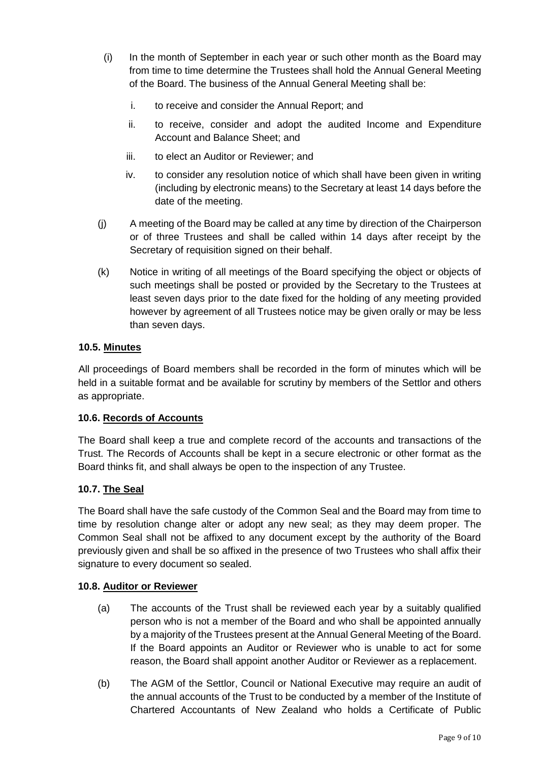(i) In the month of September in each year or such other month as the Board may from time to time determine the Trustees shall hold the Annual General Meeting of the Board. The business of the Annual General Meeting shall be:

   i. to receive and consider the Annual Report; and

   ii. to receive, consider and adopt the audited Income and Expenditure Account and Balance Sheet; and

   iii. to elect an Auditor or Reviewer; and

   iv. to consider any resolution notice of which shall have been given in writing (including by electronic means) to the Secretary at least 14 days before the date of the meeting.

(j) A meeting of the Board may be called at any time by direction of the Chairperson or of three Trustees and shall be called within 14 days after receipt by the Secretary of requisition signed on their behalf.

(k) Notice in writing of all meetings of the Board specifying the object or objects of such meetings shall be posted or provided by the Secretary to the Trustees at least seven days prior to the date fixed for the holding of any meeting provided however by agreement of all Trustees notice may be given orally or may be less than seven days.

### 10.5. Minutes

All proceedings of Board members shall be recorded in the form of minutes which will be held in a suitable format and be available for scrutiny by members of the Settlor and others as appropriate.

### 10.6. Records of Accounts

The Board shall keep a true and complete record of the accounts and transactions of the Trust. The Records of Accounts shall be kept in a secure electronic or other format as the Board thinks fit, and shall always be open to the inspection of any Trustee.

### 10.7. The Seal

The Board shall have the safe custody of the Common Seal and the Board may from time to time by resolution change alter or adopt any new seal; as they may deem proper. The Common Seal shall not be affixed to any document except by the authority of the Board previously given and shall be so affixed in the presence of two Trustees who shall affix their signature to every document so sealed.

### 10.8. Auditor or Reviewer

(a) The accounts of the Trust shall be reviewed each year by a suitably qualified person who is not a member of the Board and who shall be appointed annually by a majority of the Trustees present at the Annual General Meeting of the Board. If the Board appoints an Auditor or Reviewer who is unable to act for some reason, the Board shall appoint another Auditor or Reviewer as a replacement.

(b) The AGM of the Settlor, Council or National Executive may require an audit of the annual accounts of the Trust to be conducted by a member of the Institute of Chartered Accountants of New Zealand who holds a Certificate of Public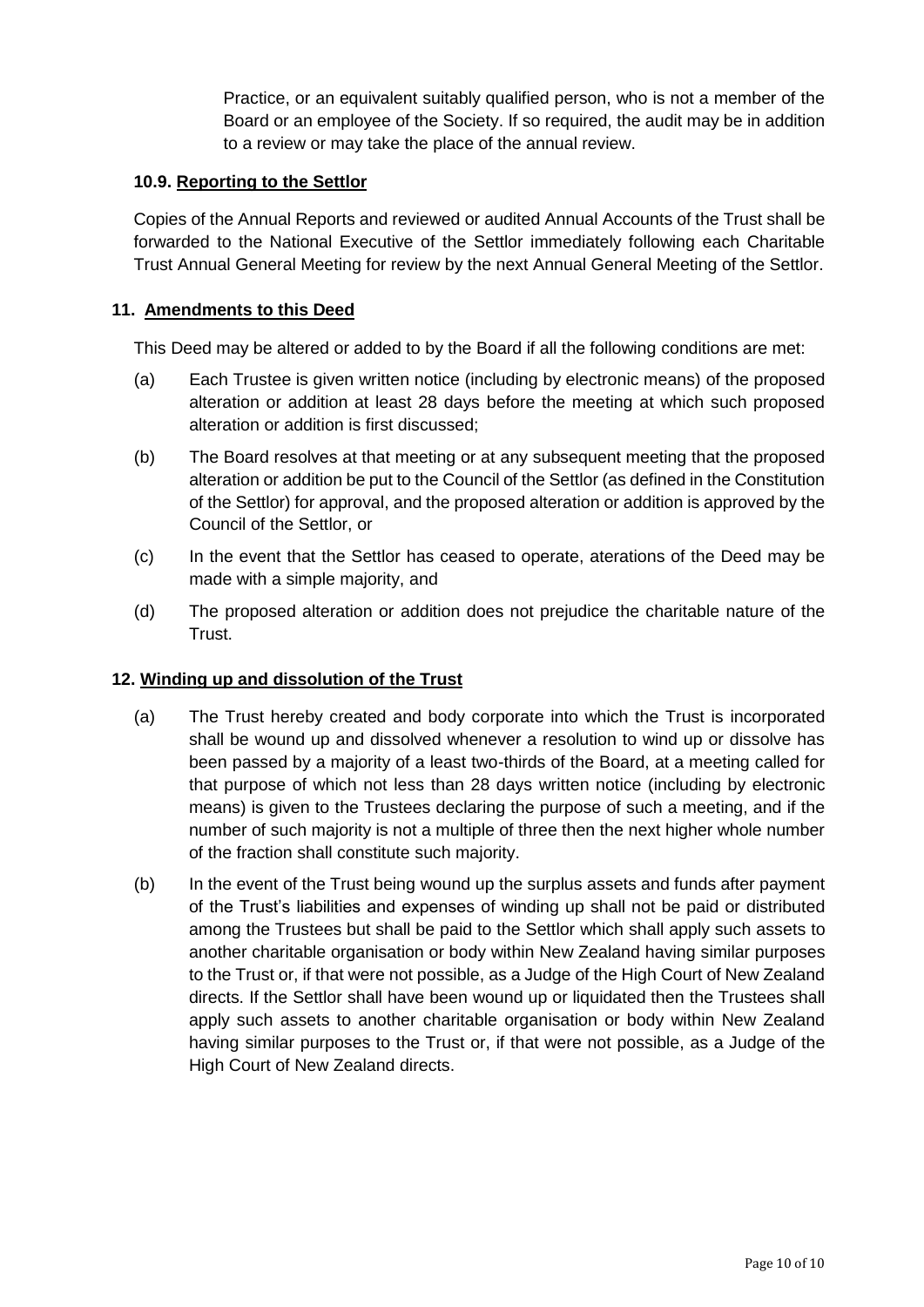Practice, or an equivalent suitably qualified person, who is not a member of the Board or an employee of the Society. If so required, the audit may be in addition to a review or may take the place of the annual review.

### 10.9. Reporting to the Settlor

Copies of the Annual Reports and reviewed or audited Annual Accounts of the Trust shall be forwarded to the National Executive of the Settlor immediately following each Charitable Trust Annual General Meeting for review by the next Annual General Meeting of the Settlor.

## 11. Amendments to this Deed

This Deed may be altered or added to by the Board if all the following conditions are met:

(a) Each Trustee is given written notice (including by electronic means) of the proposed alteration or addition at least 28 days before the meeting at which such proposed alteration or addition is first discussed;

(b) The Board resolves at that meeting or at any subsequent meeting that the proposed alteration or addition be put to the Council of the Settlor (as defined in the Constitution of the Settlor) for approval, and the proposed alteration or addition is approved by the Council of the Settlor, or

(c) In the event that the Settlor has ceased to operate, aterations of the Deed may be made with a simple majority, and

(d) The proposed alteration or addition does not prejudice the charitable nature of the Trust.

## 12. Winding up and dissolution of the Trust

(a) The Trust hereby created and body corporate into which the Trust is incorporated shall be wound up and dissolved whenever a resolution to wind up or dissolve has been passed by a majority of a least two-thirds of the Board, at a meeting called for that purpose of which not less than 28 days written notice (including by electronic means) is given to the Trustees declaring the purpose of such a meeting, and if the number of such majority is not a multiple of three then the next higher whole number of the fraction shall constitute such majority.

(b) In the event of the Trust being wound up the surplus assets and funds after payment of the Trust's liabilities and expenses of winding up shall not be paid or distributed among the Trustees but shall be paid to the Settlor which shall apply such assets to another charitable organisation or body within New Zealand having similar purposes to the Trust or, if that were not possible, as a Judge of the High Court of New Zealand directs. If the Settlor shall have been wound up or liquidated then the Trustees shall apply such assets to another charitable organisation or body within New Zealand having similar purposes to the Trust or, if that were not possible, as a Judge of the High Court of New Zealand directs.